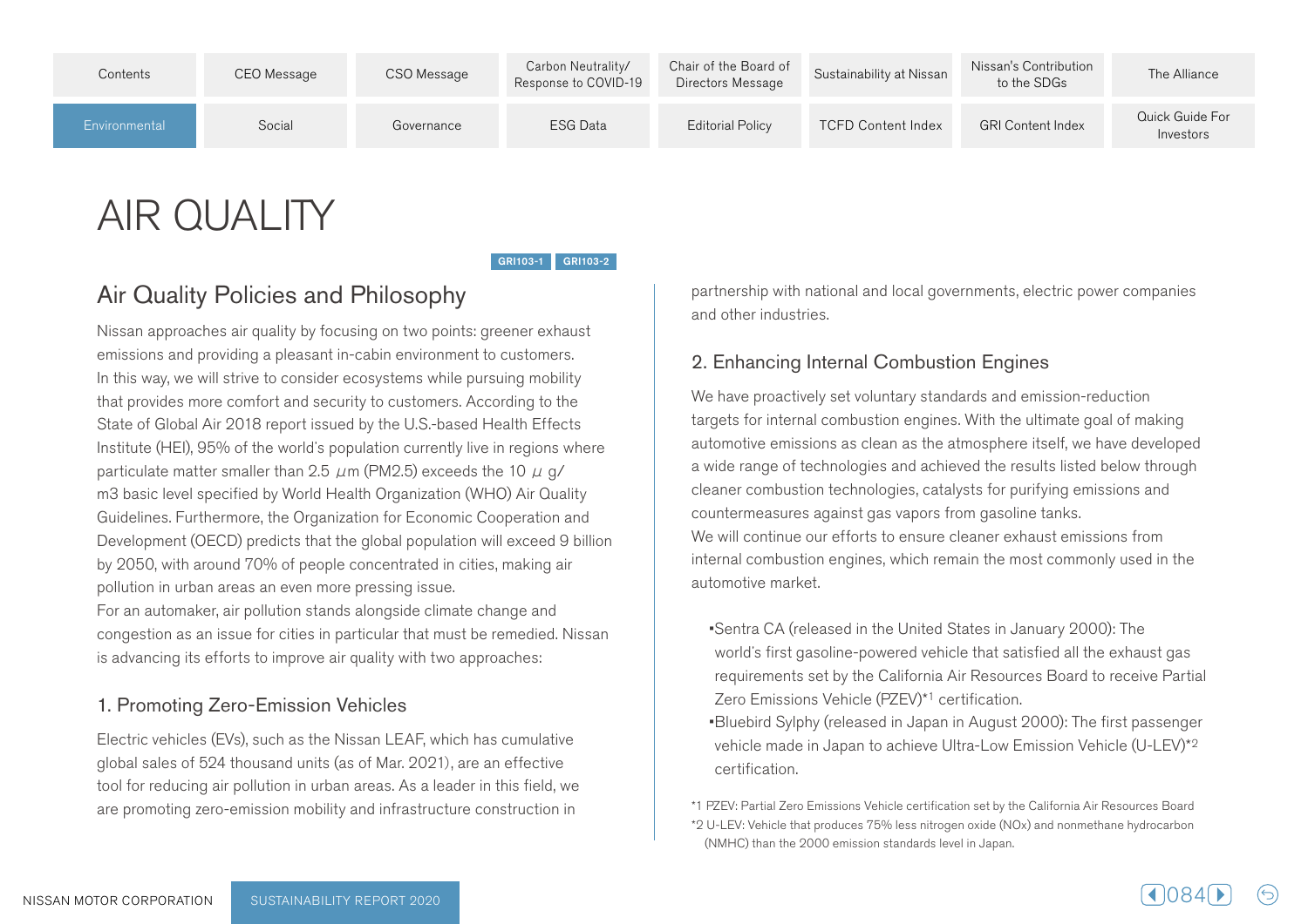# AIR QUALITY

GRI103-1 GRI103-2

## Air Quality Policies and Philosophy

Nissan approaches air quality by focusing on two points: greener exhaust emissions and providing a pleasant in-cabin environment to customers. In this way, we will strive to consider ecosystems while pursuing mobility that provides more comfort and security to customers. According to the State of Global Air 2018 report issued by the U.S.-based Health Effects Institute (HEI), 95% of the world's population currently live in regions where particulate matter smaller than 2.5 $\mu$m (PM2.5) exceeds the 10 $\mu$ g/m3 basic level specified by World Health Organization (WHO) Air Quality Guidelines. Furthermore, the Organization for Economic Cooperation and Development (OECD) predicts that the global population will exceed 9 billion by 2050, with around 70% of people concentrated in cities, making air pollution in urban areas an even more pressing issue.

For an automaker, air pollution stands alongside climate change and congestion as an issue for cities in particular that must be remedied. Nissan is advancing its efforts to improve air quality with two approaches:

### 1. Promoting Zero-Emission Vehicles

Electric vehicles (EVs), such as the Nissan LEAF, which has cumulative global sales of 524 thousand units (as of Mar. 2021), are an effective tool for reducing air pollution in urban areas. As a leader in this field, we are promoting zero-emission mobility and infrastructure construction in partnership with national and local governments, electric power companies and other industries.

### 2. Enhancing Internal Combustion Engines

We have proactively set voluntary standards and emission-reduction targets for internal combustion engines. With the ultimate goal of making automotive emissions as clean as the atmosphere itself, we have developed a wide range of technologies and achieved the results listed below through cleaner combustion technologies, catalysts for purifying emissions and countermeasures against gas vapors from gasoline tanks.

We will continue our efforts to ensure cleaner exhaust emissions from internal combustion engines, which remain the most commonly used in the automotive market.

- Sentra CA (released in the United States in January 2000): The world's first gasoline-powered vehicle that satisfied all the exhaust gas requirements set by the California Air Resources Board to receive Partial Zero Emissions Vehicle (PZEV)*1 certification.
- Bluebird Sylphy (released in Japan in August 2000): The first passenger vehicle made in Japan to achieve Ultra-Low Emission Vehicle (U-LEV)*2 certification.

*1 PZEV: Partial Zero Emissions Vehicle certification set by the California Air Resources Board

*2 U-LEV: Vehicle that produces 75% less nitrogen oxide (NOx) and nonmethane hydrocarbon (NMHC) than the 2000 emission standards level in Japan.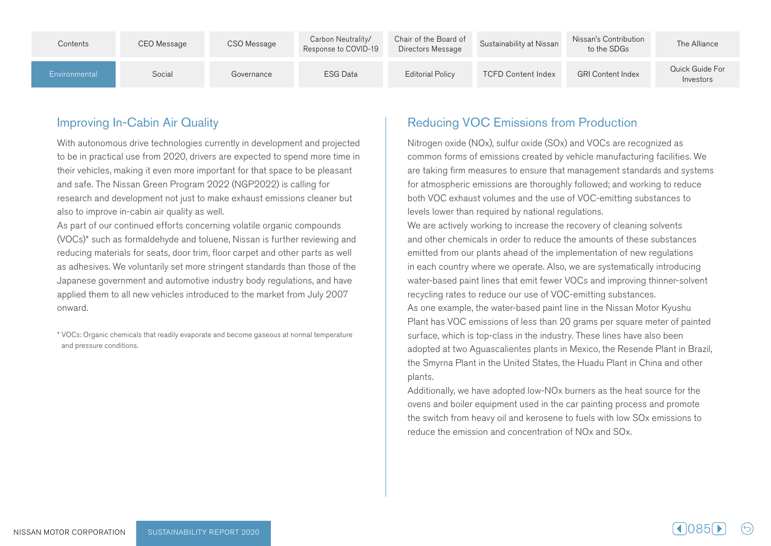## Improving In-Cabin Air Quality

With autonomous drive technologies currently in development and projected to be in practical use from 2020, drivers are expected to spend more time in their vehicles, making it even more important for that space to be pleasant and safe. The Nissan Green Program 2022 (NGP2022) is calling for research and development not just to make exhaust emissions cleaner but also to improve in-cabin air quality as well.

As part of our continued efforts concerning volatile organic compounds (VOCs)* such as formaldehyde and toluene, Nissan is further reviewing and reducing materials for seats, door trim, floor carpet and other parts as well as adhesives. We voluntarily set more stringent standards than those of the Japanese government and automotive industry body regulations, and have applied them to all new vehicles introduced to the market from July 2007 onward.

\* VOCs: Organic chemicals that readily evaporate and become gaseous at normal temperature and pressure conditions.

## Reducing VOC Emissions from Production

Nitrogen oxide (NOx), sulfur oxide (SOx) and VOCs are recognized as common forms of emissions created by vehicle manufacturing facilities. We are taking firm measures to ensure that management standards and systems for atmospheric emissions are thoroughly followed; and working to reduce both VOC exhaust volumes and the use of VOC-emitting substances to levels lower than required by national regulations.

We are actively working to increase the recovery of cleaning solvents and other chemicals in order to reduce the amounts of these substances emitted from our plants ahead of the implementation of new regulations in each country where we operate. Also, we are systematically introducing water-based paint lines that emit fewer VOCs and improving thinner-solvent recycling rates to reduce our use of VOC-emitting substances.

As one example, the water-based paint line in the Nissan Motor Kyushu Plant has VOC emissions of less than 20 grams per square meter of painted surface, which is top-class in the industry. These lines have also been adopted at two Aguascalientes plants in Mexico, the Resende Plant in Brazil, the Smyrna Plant in the United States, the Huadu Plant in China and other plants.

Additionally, we have adopted low-NOx burners as the heat source for the ovens and boiler equipment used in the car painting process and promote the switch from heavy oil and kerosene to fuels with low SOx emissions to reduce the emission and concentration of NOx and SOx.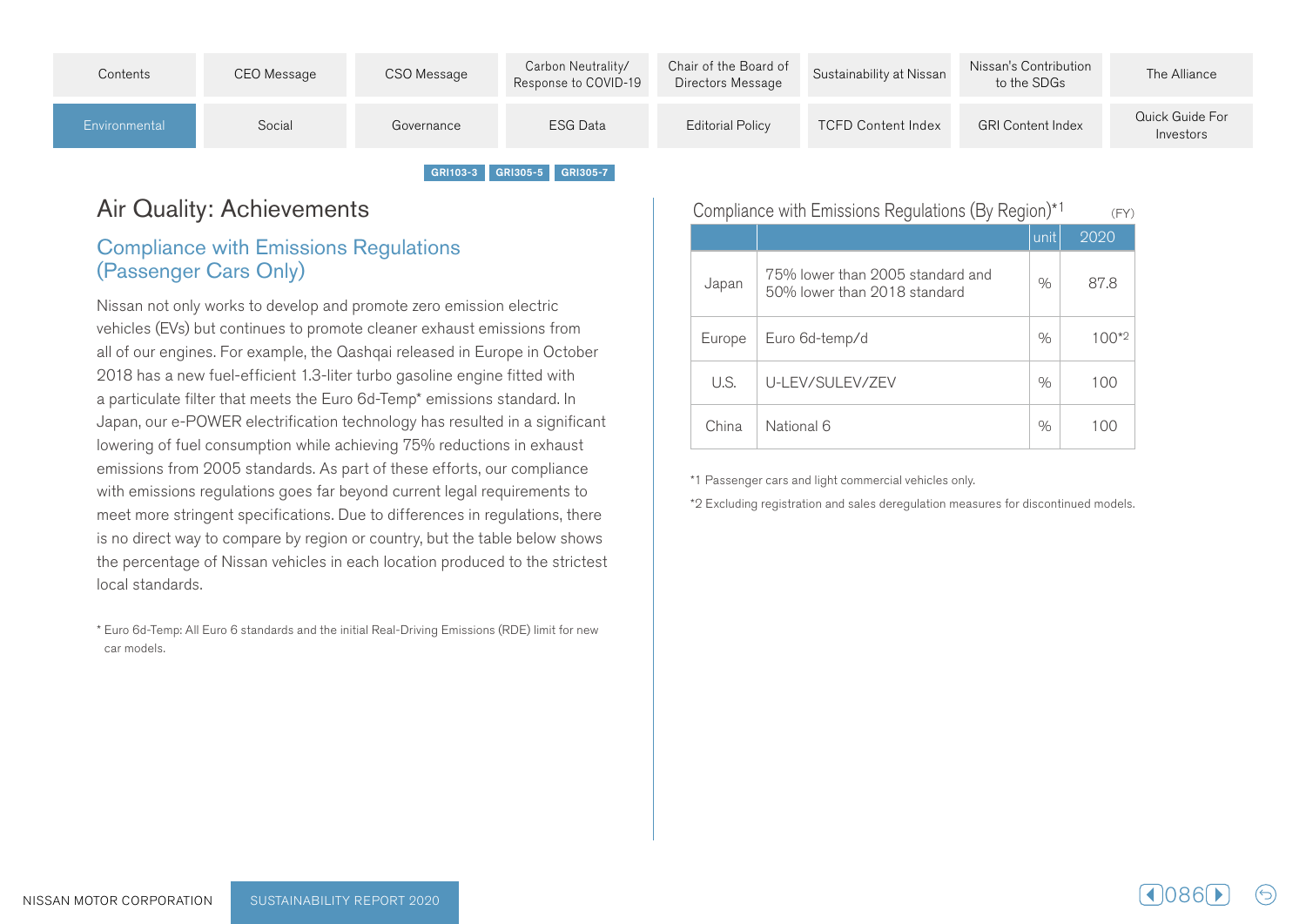GRI103-3 GRI305-5 GRI305-7

## Air Quality: Achievements

### Compliance with Emissions Regulations (Passenger Cars Only)

Nissan not only works to develop and promote zero emission electric vehicles (EVs) but continues to promote cleaner exhaust emissions from all of our engines. For example, the Qashqai released in Europe in October 2018 has a new fuel-efficient 1.3-liter turbo gasoline engine fitted with a particulate filter that meets the Euro 6d-Temp* emissions standard. In Japan, our e-POWER electrification technology has resulted in a significant lowering of fuel consumption while achieving 75% reductions in exhaust emissions from 2005 standards. As part of these efforts, our compliance with emissions regulations goes far beyond current legal requirements to meet more stringent specifications. Due to differences in regulations, there is no direct way to compare by region or country, but the table below shows the percentage of Nissan vehicles in each location produced to the strictest local standards.

\* Euro 6d-Temp: All Euro 6 standards and the initial Real-Driving Emissions (RDE) limit for new car models.

Compliance with Emissions Regulations (By Region)*1 (FY)

| | | unit | 2020 |
|---|---|---|---|
| Japan | 75% lower than 2005 standard and 50% lower than 2018 standard | % | 87.8 |
| Europe | Euro 6d-temp/d | % | 100*2 |
| U.S. | U-LEV/SULEV/ZEV | % | 100 |
| China | National 6 | % | 100 |

*1 Passenger cars and light commercial vehicles only.

*2 Excluding registration and sales deregulation measures for discontinued models.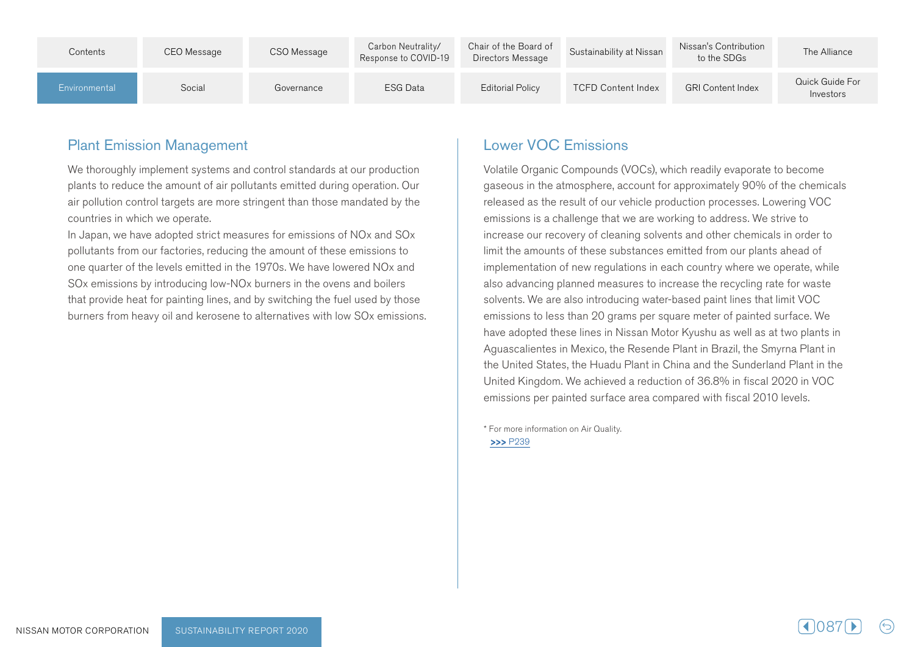## Plant Emission Management

We thoroughly implement systems and control standards at our production plants to reduce the amount of air pollutants emitted during operation. Our air pollution control targets are more stringent than those mandated by the countries in which we operate.

In Japan, we have adopted strict measures for emissions of NOx and SOx pollutants from our factories, reducing the amount of these emissions to one quarter of the levels emitted in the 1970s. We have lowered NOx and SOx emissions by introducing low-NOx burners in the ovens and boilers that provide heat for painting lines, and by switching the fuel used by those burners from heavy oil and kerosene to alternatives with low SOx emissions.

## Lower VOC Emissions

Volatile Organic Compounds (VOCs), which readily evaporate to become gaseous in the atmosphere, account for approximately 90% of the chemicals released as the result of our vehicle production processes. Lowering VOC emissions is a challenge that we are working to address. We strive to increase our recovery of cleaning solvents and other chemicals in order to limit the amounts of these substances emitted from our plants ahead of implementation of new regulations in each country where we operate, while also advancing planned measures to increase the recycling rate for waste solvents. We are also introducing water-based paint lines that limit VOC emissions to less than 20 grams per square meter of painted surface. We have adopted these lines in Nissan Motor Kyushu as well as at two plants in Aguascalientes in Mexico, the Resende Plant in Brazil, the Smyrna Plant in the United States, the Huadu Plant in China and the Sunderland Plant in the United Kingdom. We achieved a reduction of 36.8% in fiscal 2020 in VOC emissions per painted surface area compared with fiscal 2010 levels.

* For more information on Air Quality.
>>> P239